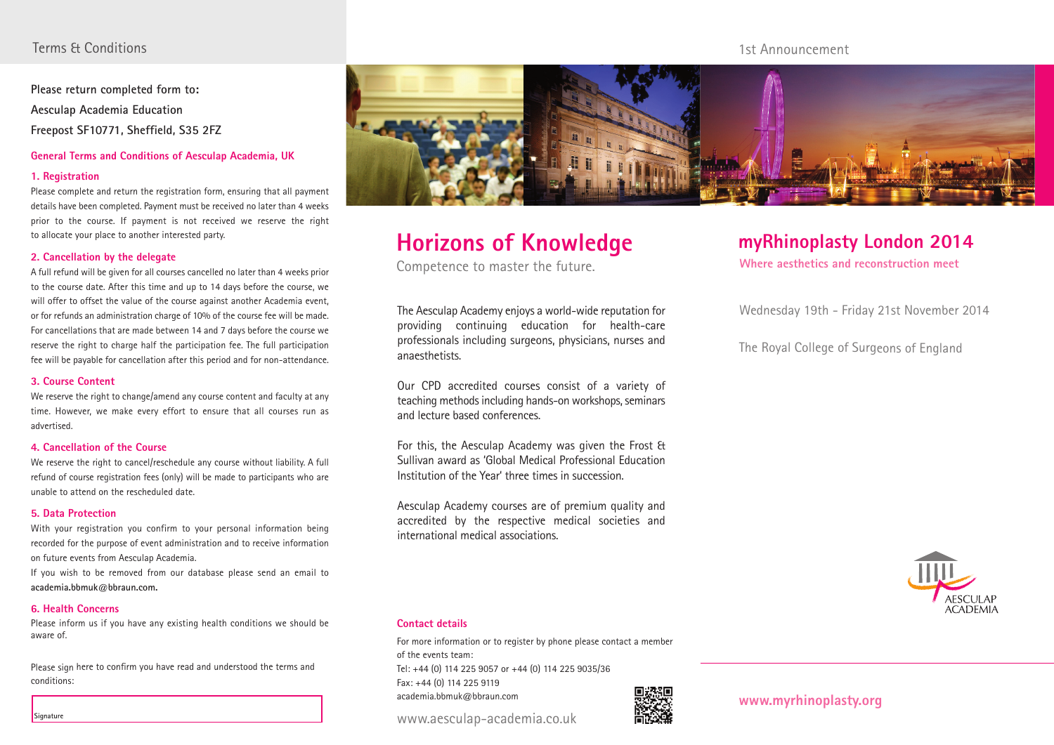## Terms & Conditions

**Please return completed form to:**
**Aesculap Academia Education**
**Freepost SF10771, Sheffield, S35 2FZ**

### General Terms and Conditions of Aesculap Academia, UK

#### 1. Registration

Please complete and return the registration form, ensuring that all payment details have been completed. Payment must be received no later than 4 weeks prior to the course. If payment is not received we reserve the right to allocate your place to another interested party.

#### 2. Cancellation by the delegate

A full refund will be given for all courses cancelled no later than 4 weeks prior to the course date. After this time and up to 14 days before the course, we will offer to offset the value of the course against another Academia event, or for refunds an administration charge of 10% of the course fee will be made. For cancellations that are made between 14 and 7 days before the course we reserve the right to charge half the participation fee. The full participation fee will be payable for cancellation after this period and for non-attendance.

#### 3. Course Content

We reserve the right to change/amend any course content and faculty at any time. However, we make every effort to ensure that all courses run as advertised.

#### 4. Cancellation of the Course

We reserve the right to cancel/reschedule any course without liability. A full refund of course registration fees (only) will be made to participants who are unable to attend on the rescheduled date.

#### 5. Data Protection

With your registration you confirm to your personal information being recorded for the purpose of event administration and to receive information on future events from Aesculap Academia.

If you wish to be removed from our database please send an email to **academia.bbmuk@bbraun.com.**

#### 6. Health Concerns

Please inform us if you have any existing health conditions we should be aware of.

Please sign here to confirm you have read and understood the terms and conditions:

Signature

# Horizons of Knowledge

Competence to master the future.

The Aesculap Academy enjoys a world-wide reputation for providing continuing education for health-care professionals including surgeons, physicians, nurses and anaesthetists.

Our CPD accredited courses consist of a variety of teaching methods including hands-on workshops, seminars and lecture based conferences.

For this, the Aesculap Academy was given the Frost & Sullivan award as 'Global Medical Professional Education Institution of the Year' three times in succession.

Aesculap Academy courses are of premium quality and accredited by the respective medical societies and international medical associations.

### Contact details

For more information or to register by phone please contact a member of the events team:
Tel: +44 (0) 114 225 9057 or +44 (0) 114 225 9035/36
Fax: +44 (0) 114 225 9119
academia.bbmuk@bbraun.com

www.aesculap-academia.co.uk

1st Announcement

# myRhinoplasty London 2014

**Where aesthetics and reconstruction meet**

Wednesday 19th - Friday 21st November 2014

The Royal College of Surgeons of England

AESCULAP ACADEMIA

**www.myrhinoplasty.org**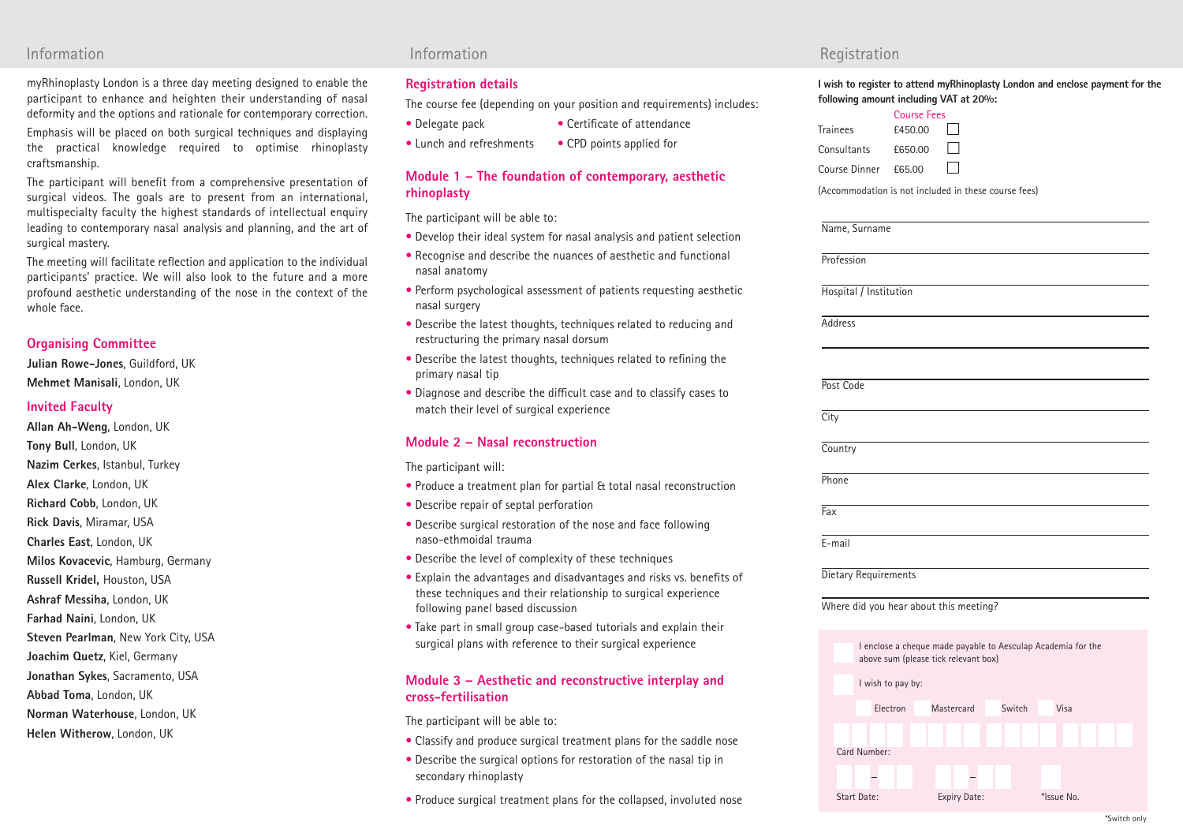## Information

myRhinoplasty London is a three day meeting designed to enable the participant to enhance and heighten their understanding of nasal deformity and the options and rationale for contemporary correction.

Emphasis will be placed on both surgical techniques and displaying the practical knowledge required to optimise rhinoplasty craftsmanship.

The participant will benefit from a comprehensive presentation of surgical videos. The goals are to present from an international, multispecialty faculty the highest standards of intellectual enquiry leading to contemporary nasal analysis and planning, and the art of surgical mastery.

The meeting will facilitate reflection and application to the individual participants' practice. We will also look to the future and a more profound aesthetic understanding of the nose in the context of the whole face.

### Organising Committee

**Julian Rowe-Jones**, Guildford, UK
**Mehmet Manisali**, London, UK

### Invited Faculty

**Allan Ah-Weng**, London, UK
**Tony Bull**, London, UK
**Nazim Cerkes**, Istanbul, Turkey
**Alex Clarke**, London, UK
**Richard Cobb**, London, UK
**Rick Davis**, Miramar, USA
**Charles East**, London, UK
**Milos Kovacevic**, Hamburg, Germany
**Russell Kridel,** Houston, USA
**Ashraf Messiha**, London, UK
**Farhad Naini**, London, UK
**Steven Pearlman**, New York City, USA
**Joachim Quetz**, Kiel, Germany
**Jonathan Sykes**, Sacramento, USA
**Abbad Toma**, London, UK
**Norman Waterhouse**, London, UK
**Helen Witherow**, London, UK

## Information

### Registration details

The course fee (depending on your position and requirements) includes:

- Delegate pack
- Certificate of attendance
- Lunch and refreshments
- CPD points applied for

### Module 1 – The foundation of contemporary, aesthetic rhinoplasty

The participant will be able to:

- Develop their ideal system for nasal analysis and patient selection
- Recognise and describe the nuances of aesthetic and functional nasal anatomy
- Perform psychological assessment of patients requesting aesthetic nasal surgery
- Describe the latest thoughts, techniques related to reducing and restructuring the primary nasal dorsum
- Describe the latest thoughts, techniques related to refining the primary nasal tip
- Diagnose and describe the difficult case and to classify cases to match their level of surgical experience

### Module 2 – Nasal reconstruction

The participant will:

- Produce a treatment plan for partial & total nasal reconstruction
- Describe repair of septal perforation
- Describe surgical restoration of the nose and face following naso-ethmoidal trauma
- Describe the level of complexity of these techniques
- Explain the advantages and disadvantages and risks vs. benefits of these techniques and their relationship to surgical experience following panel based discussion
- Take part in small group case-based tutorials and explain their surgical plans with reference to their surgical experience

### Module 3 – Aesthetic and reconstructive interplay and cross-fertilisation

The participant will be able to:

- Classify and produce surgical treatment plans for the saddle nose
- Describe the surgical options for restoration of the nasal tip in secondary rhinoplasty
- Produce surgical treatment plans for the collapsed, involuted nose

## Registration

**I wish to register to attend myRhinoplasty London and enclose payment for the following amount including VAT at 20%:**

| | Course Fees | |
|---|---|---|
| Trainees | £450.00 | ☐ |
| Consultants | £650.00 | ☐ |
| Course Dinner | £65.00 | ☐ |

(Accommodation is not included in these course fees)

Name, Surname

Profession

Hospital / Institution

Address

Post Code

City

Country

Phone

Fax

E-mail

Dietary Requirements

Where did you hear about this meeting?

☐ I enclose a cheque made payable to Aesculap Academia for the above sum (please tick relevant box)

☐ I wish to pay by:

☐ Electron ☐ Mastercard ☐ Switch ☐ Visa

Card Number:

Start Date: – Expiry Date: – *Issue No.

*Switch only